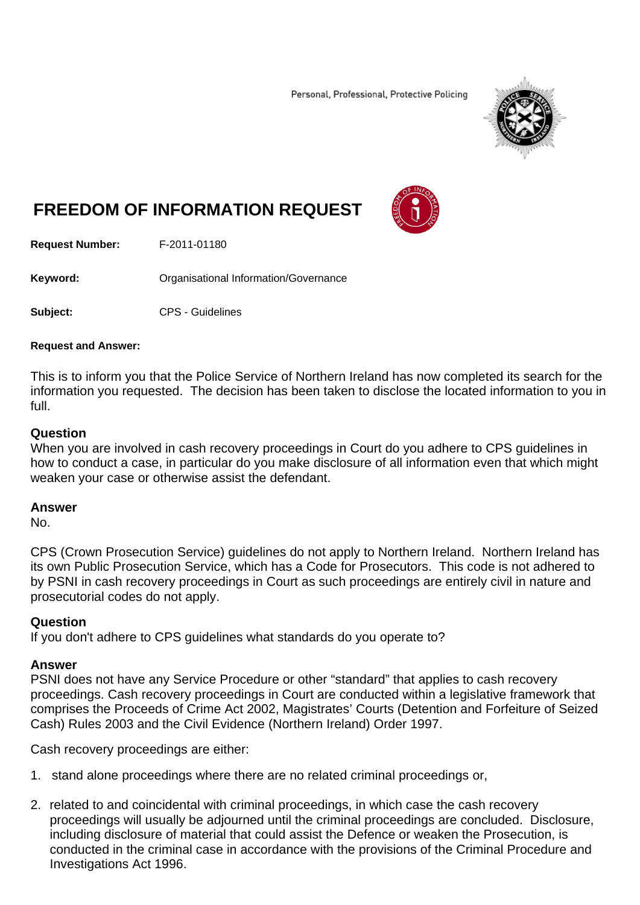Personal, Professional, Protective Policing

# FREEDOM OF INFORMATION REQUEST

**Request Number:** F-2011-01180

**Keyword:** Organisational Information/Governance

**Subject:** CPS - Guidelines

**Request and Answer:**

This is to inform you that the Police Service of Northern Ireland has now completed its search for the information you requested. The decision has been taken to disclose the located information to you in full.

**Question**
When you are involved in cash recovery proceedings in Court do you adhere to CPS guidelines in how to conduct a case, in particular do you make disclosure of all information even that which might weaken your case or otherwise assist the defendant.

**Answer**
No.

CPS (Crown Prosecution Service) guidelines do not apply to Northern Ireland. Northern Ireland has its own Public Prosecution Service, which has a Code for Prosecutors. This code is not adhered to by PSNI in cash recovery proceedings in Court as such proceedings are entirely civil in nature and prosecutorial codes do not apply.

**Question**
If you don't adhere to CPS guidelines what standards do you operate to?

**Answer**
PSNI does not have any Service Procedure or other "standard" that applies to cash recovery proceedings. Cash recovery proceedings in Court are conducted within a legislative framework that comprises the Proceeds of Crime Act 2002, Magistrates' Courts (Detention and Forfeiture of Seized Cash) Rules 2003 and the Civil Evidence (Northern Ireland) Order 1997.

Cash recovery proceedings are either:

1. stand alone proceedings where there are no related criminal proceedings or,
2. related to and coincidental with criminal proceedings, in which case the cash recovery proceedings will usually be adjourned until the criminal proceedings are concluded. Disclosure, including disclosure of material that could assist the Defence or weaken the Prosecution, is conducted in the criminal case in accordance with the provisions of the Criminal Procedure and Investigations Act 1996.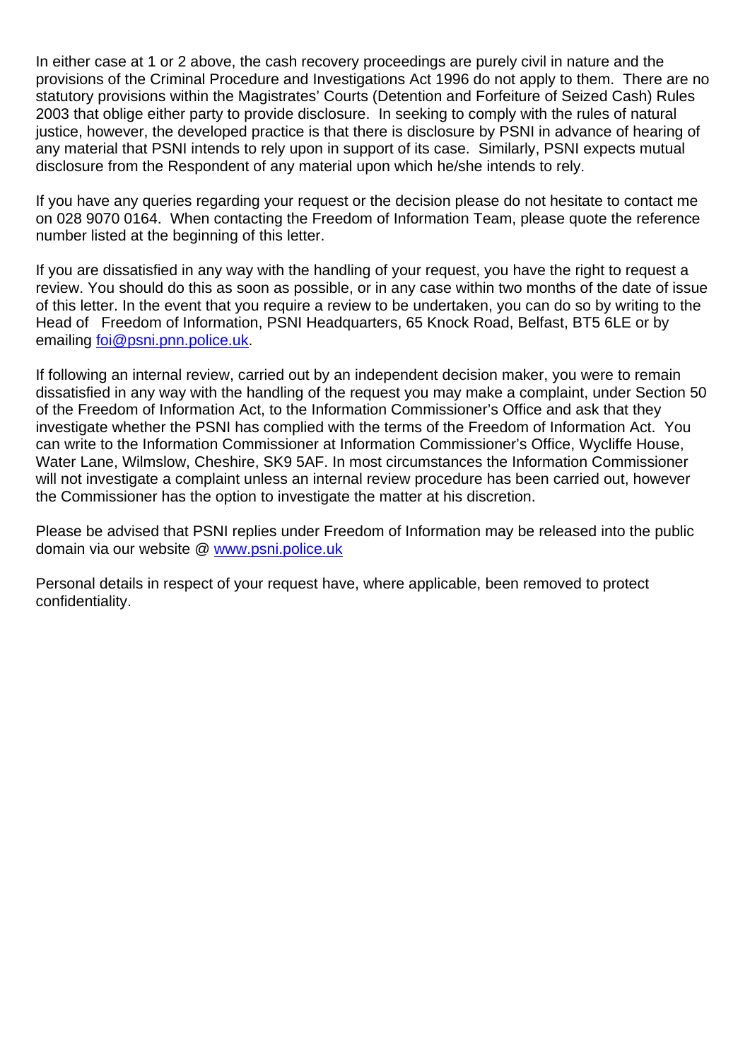In either case at 1 or 2 above, the cash recovery proceedings are purely civil in nature and the provisions of the Criminal Procedure and Investigations Act 1996 do not apply to them. There are no statutory provisions within the Magistrates' Courts (Detention and Forfeiture of Seized Cash) Rules 2003 that oblige either party to provide disclosure. In seeking to comply with the rules of natural justice, however, the developed practice is that there is disclosure by PSNI in advance of hearing of any material that PSNI intends to rely upon in support of its case. Similarly, PSNI expects mutual disclosure from the Respondent of any material upon which he/she intends to rely.

If you have any queries regarding your request or the decision please do not hesitate to contact me on 028 9070 0164. When contacting the Freedom of Information Team, please quote the reference number listed at the beginning of this letter.

If you are dissatisfied in any way with the handling of your request, you have the right to request a review. You should do this as soon as possible, or in any case within two months of the date of issue of this letter. In the event that you require a review to be undertaken, you can do so by writing to the Head of Freedom of Information, PSNI Headquarters, 65 Knock Road, Belfast, BT5 6LE or by emailing foi@psni.pnn.police.uk.

If following an internal review, carried out by an independent decision maker, you were to remain dissatisfied in any way with the handling of the request you may make a complaint, under Section 50 of the Freedom of Information Act, to the Information Commissioner's Office and ask that they investigate whether the PSNI has complied with the terms of the Freedom of Information Act. You can write to the Information Commissioner at Information Commissioner's Office, Wycliffe House, Water Lane, Wilmslow, Cheshire, SK9 5AF. In most circumstances the Information Commissioner will not investigate a complaint unless an internal review procedure has been carried out, however the Commissioner has the option to investigate the matter at his discretion.

Please be advised that PSNI replies under Freedom of Information may be released into the public domain via our website @ www.psni.police.uk

Personal details in respect of your request have, where applicable, been removed to protect confidentiality.